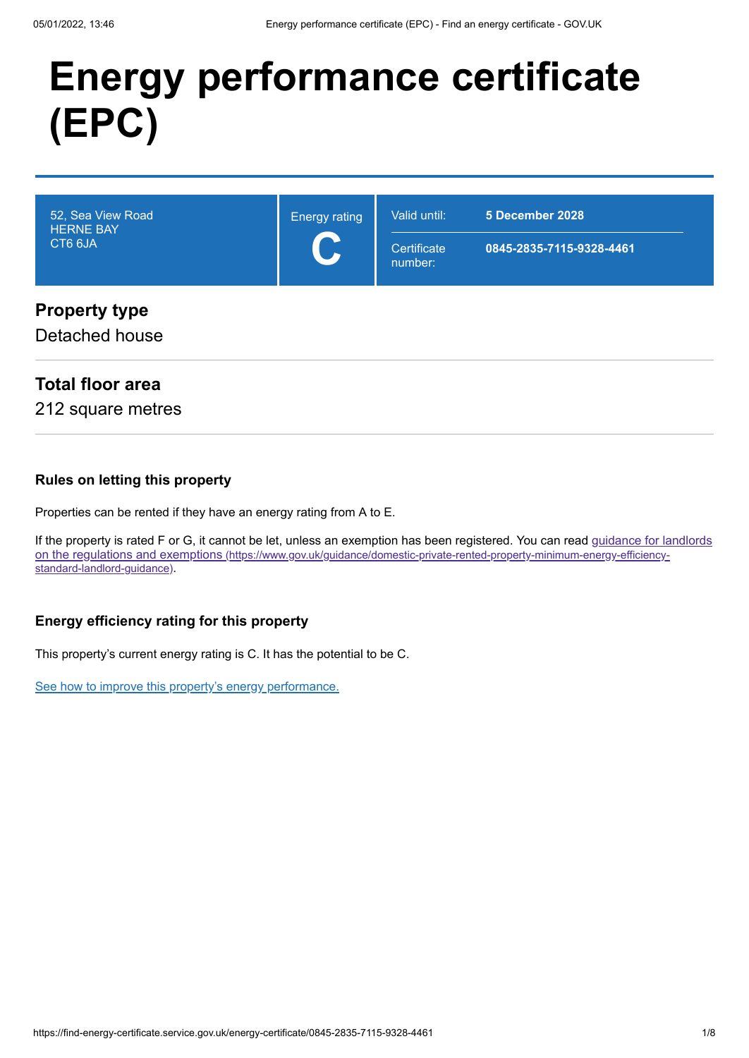# Energy performance certificate (EPC)

| | | | |
|---|---|---|---|
| 52, Sea View Road<br>HERNE BAY<br>CT6 6JA | Energy rating<br>**C** | Valid until: | **5 December 2028** |
| | | Certificate number: | **0845-2835-7115-9328-4461** |

## Property type

Detached house

## Total floor area

212 square metres

### Rules on letting this property

Properties can be rented if they have an energy rating from A to E.

If the property is rated F or G, it cannot be let, unless an exemption has been registered. You can read [guidance for landlords on the regulations and exemptions](https://www.gov.uk/guidance/domestic-private-rented-property-minimum-energy-efficiency-standard-landlord-guidance) (https://www.gov.uk/guidance/domestic-private-rented-property-minimum-energy-efficiency-standard-landlord-guidance).

### Energy efficiency rating for this property

This property's current energy rating is C. It has the potential to be C.

See how to improve this property's energy performance.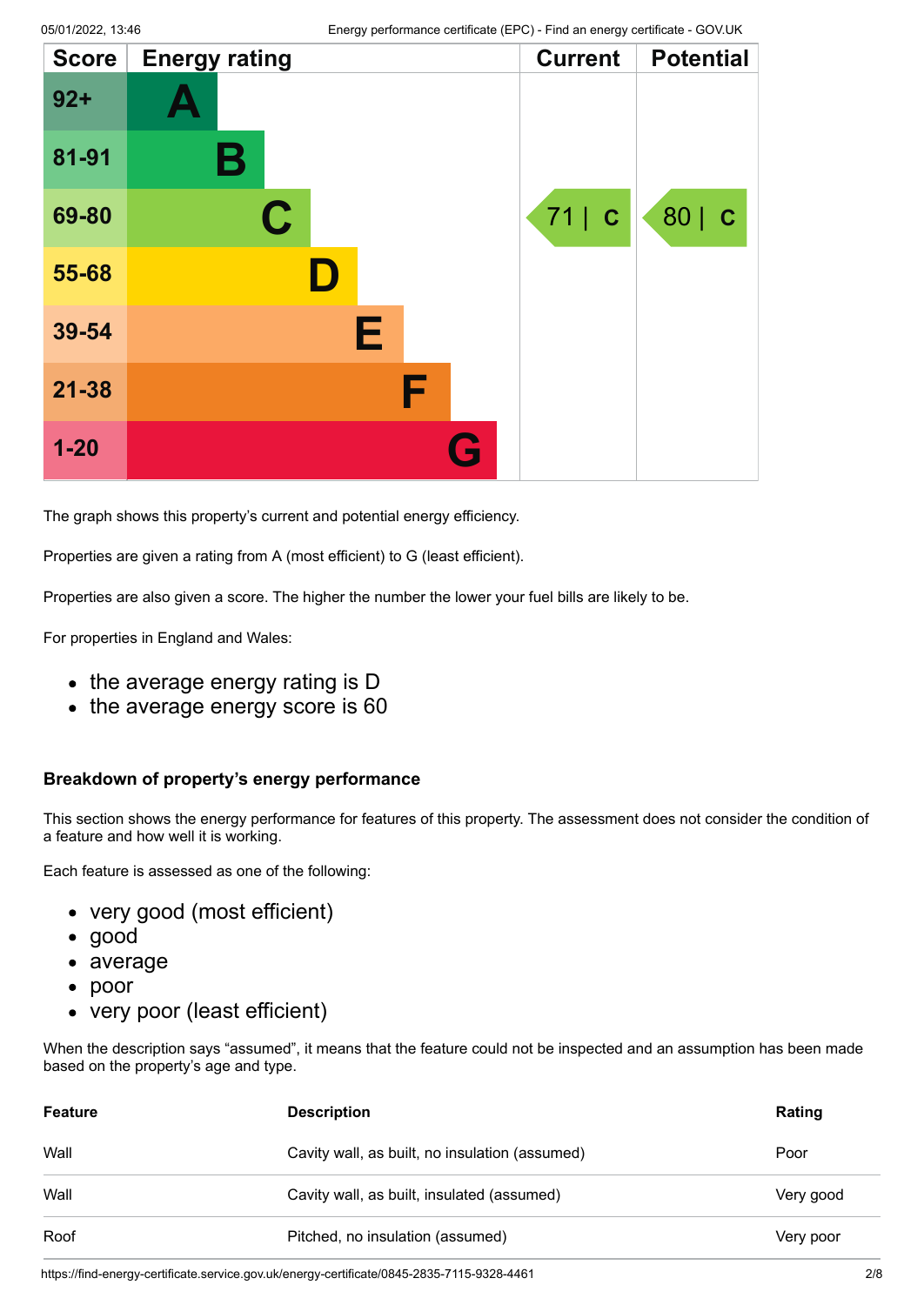Score | Energy rating | Current | Potential

92+ A

81-91 B

69-80 C

55-68 D

39-54 E

21-38 F

1-20 G

71 | C

80 | C

The graph shows this property's current and potential energy efficiency.

Properties are given a rating from A (most efficient) to G (least efficient).

Properties are also given a score. The higher the number the lower your fuel bills are likely to be.

For properties in England and Wales:

- the average energy rating is D
- the average energy score is 60

### Breakdown of property's energy performance

This section shows the energy performance for features of this property. The assessment does not consider the condition of a feature and how well it is working.

Each feature is assessed as one of the following:

- very good (most efficient)
- good
- average
- poor
- very poor (least efficient)

When the description says "assumed", it means that the feature could not be inspected and an assumption has been made based on the property's age and type.

| Feature | Description | Rating |
|---|---|---|
| Wall | Cavity wall, as built, no insulation (assumed) | Poor |
| Wall | Cavity wall, as built, insulated (assumed) | Very good |
| Roof | Pitched, no insulation (assumed) | Very poor |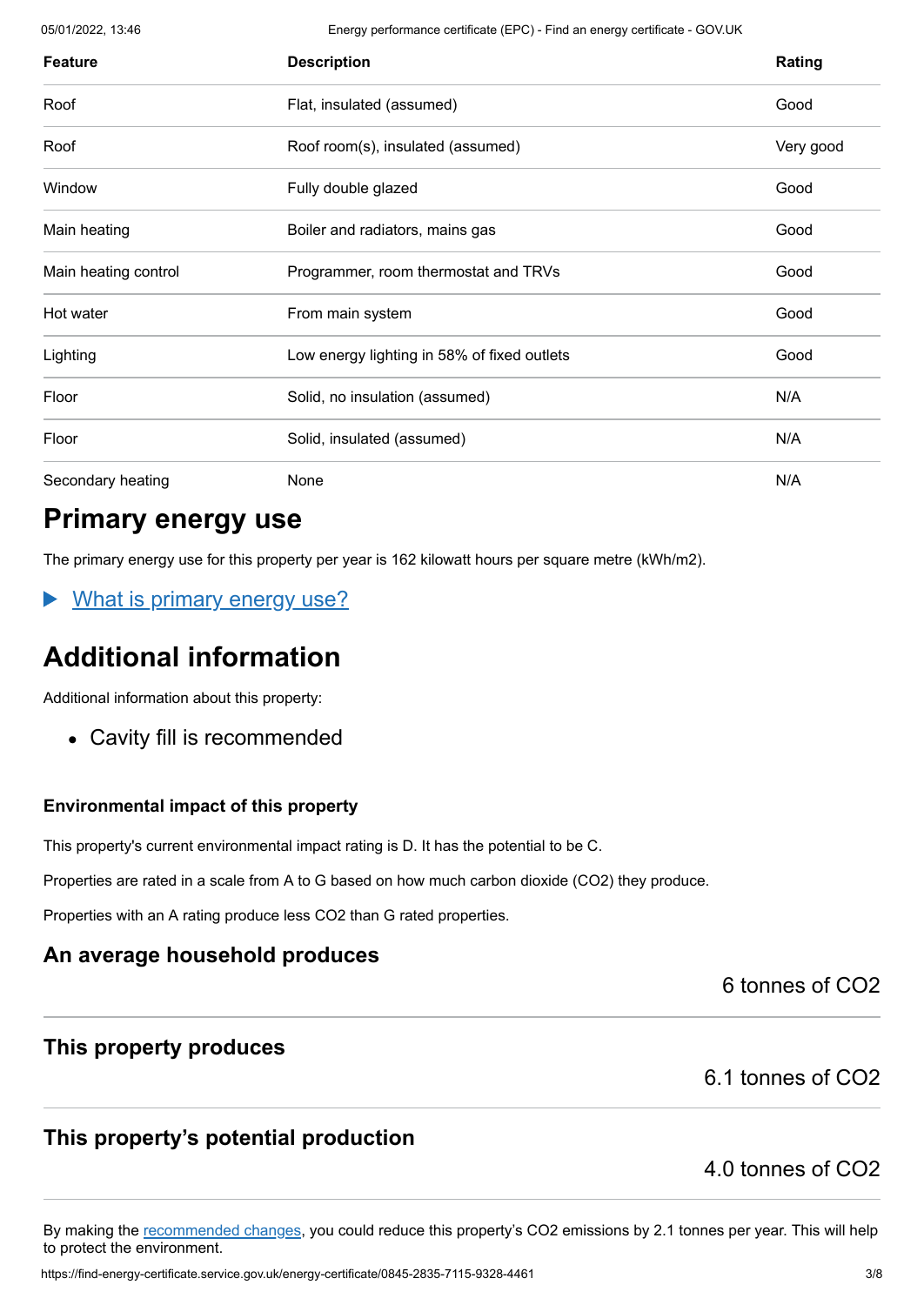| Feature | Description | Rating |
|---|---|---|
| Roof | Flat, insulated (assumed) | Good |
| Roof | Roof room(s), insulated (assumed) | Very good |
| Window | Fully double glazed | Good |
| Main heating | Boiler and radiators, mains gas | Good |
| Main heating control | Programmer, room thermostat and TRVs | Good |
| Hot water | From main system | Good |
| Lighting | Low energy lighting in 58% of fixed outlets | Good |
| Floor | Solid, no insulation (assumed) | N/A |
| Floor | Solid, insulated (assumed) | N/A |
| Secondary heating | None | N/A |

## Primary energy use

The primary energy use for this property per year is 162 kilowatt hours per square metre (kWh/m2).

▶ What is primary energy use?

## Additional information

Additional information about this property:

- Cavity fill is recommended

### Environmental impact of this property

This property's current environmental impact rating is D. It has the potential to be C.

Properties are rated in a scale from A to G based on how much carbon dioxide ($CO_2$) they produce.

Properties with an A rating produce less $CO_2$ than G rated properties.

### An average household produces

6 tonnes of $CO_2$

### This property produces

6.1 tonnes of $CO_2$

### This property's potential production

4.0 tonnes of $CO_2$

By making the recommended changes, you could reduce this property's $CO_2$ emissions by 2.1 tonnes per year. This will help to protect the environment.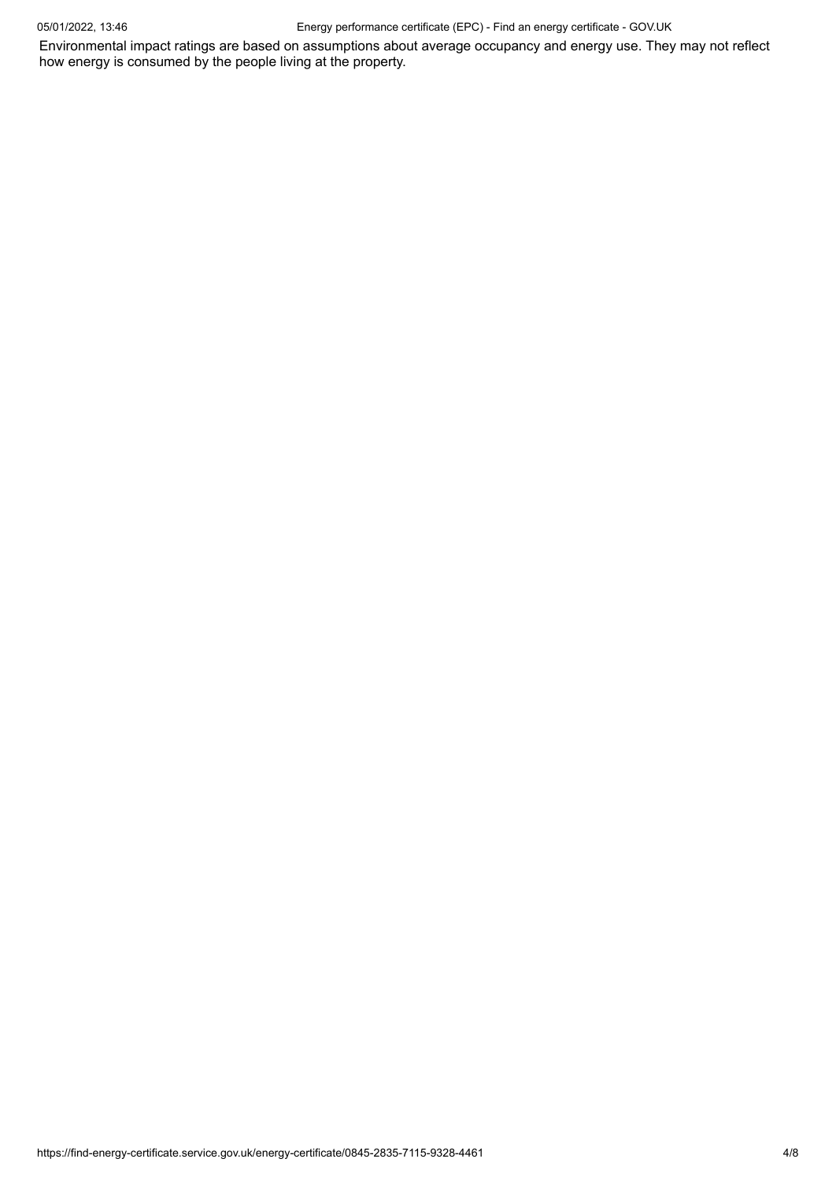Environmental impact ratings are based on assumptions about average occupancy and energy use. They may not reflect how energy is consumed by the people living at the property.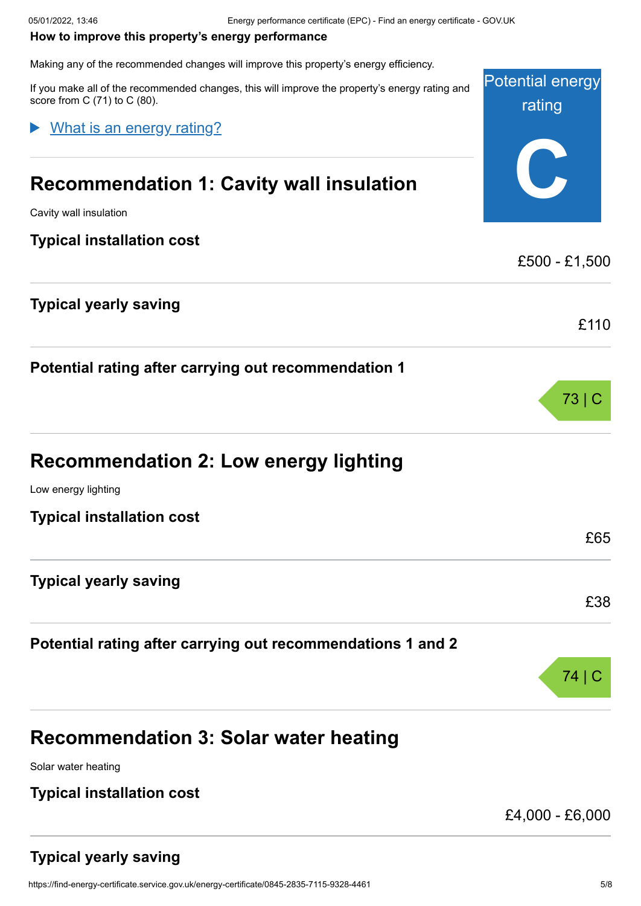**How to improve this property's energy performance**

Making any of the recommended changes will improve this property's energy efficiency.

If you make all of the recommended changes, this will improve the property's energy rating and score from C (71) to C (80).

Potential energy rating

C

▶ What is an energy rating?

## Recommendation 1: Cavity wall insulation

Cavity wall insulation

### Typical installation cost

£500 - £1,500

### Typical yearly saving

£110

### Potential rating after carrying out recommendation 1

73 | C

## Recommendation 2: Low energy lighting

Low energy lighting

### Typical installation cost

£65

### Typical yearly saving

£38

### Potential rating after carrying out recommendations 1 and 2

74 | C

## Recommendation 3: Solar water heating

Solar water heating

### Typical installation cost

£4,000 - £6,000

### Typical yearly saving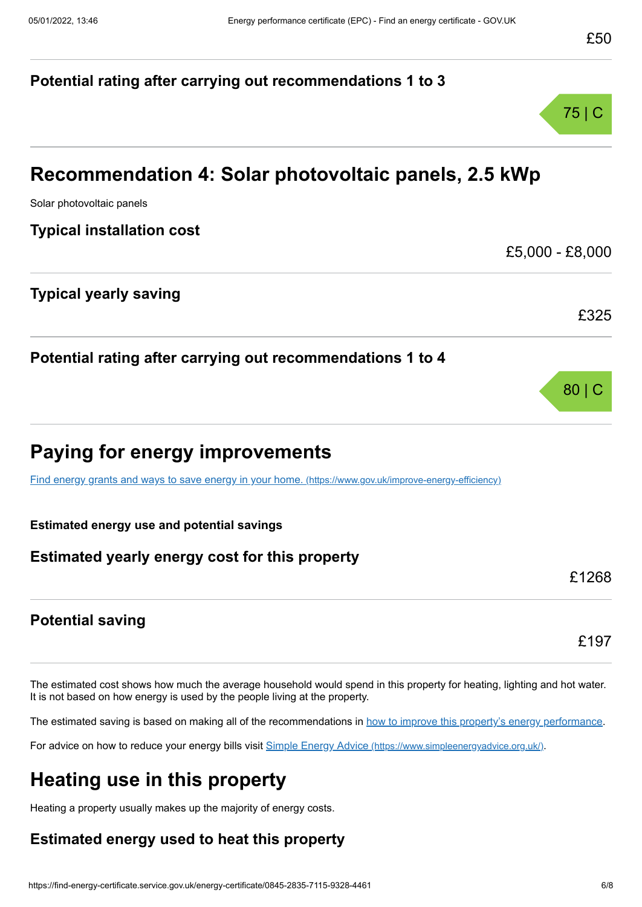£50

### Potential rating after carrying out recommendations 1 to 3

75 | C

## Recommendation 4: Solar photovoltaic panels, 2.5 kWp

Solar photovoltaic panels

### Typical installation cost

£5,000 - £8,000

### Typical yearly saving

£325

### Potential rating after carrying out recommendations 1 to 4

80 | C

## Paying for energy improvements

[Find energy grants and ways to save energy in your home. (https://www.gov.uk/improve-energy-efficiency)](https://www.gov.uk/improve-energy-efficiency)

**Estimated energy use and potential savings**

### Estimated yearly energy cost for this property

£1268

### Potential saving

£197

The estimated cost shows how much the average household would spend in this property for heating, lighting and hot water. It is not based on how energy is used by the people living at the property.

The estimated saving is based on making all of the recommendations in how to improve this property's energy performance.

For advice on how to reduce your energy bills visit [Simple Energy Advice (https://www.simpleenergyadvice.org.uk/)](https://www.simpleenergyadvice.org.uk/).

## Heating use in this property

Heating a property usually makes up the majority of energy costs.

### Estimated energy used to heat this property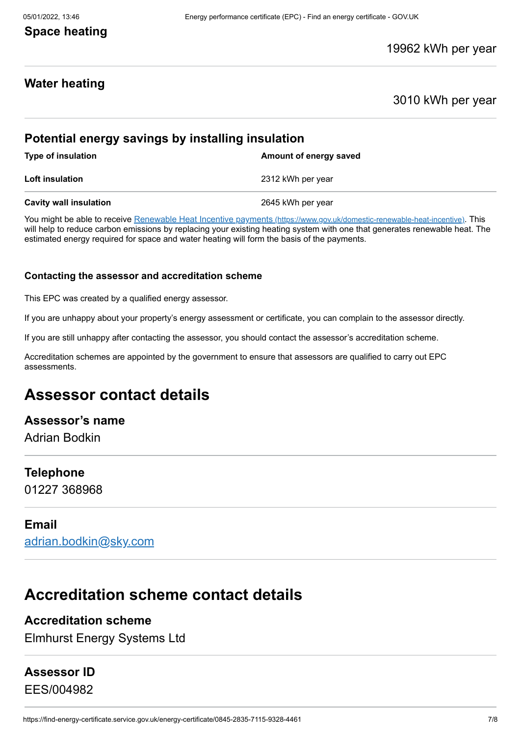### Space heating

19962 kWh per year

### Water heating

3010 kWh per year

### Potential energy savings by installing insulation

| Type of insulation | Amount of energy saved |
| --- | --- |
| **Loft insulation** | 2312 kWh per year |
| **Cavity wall insulation** | 2645 kWh per year |

You might be able to receive Renewable Heat Incentive payments (https://www.gov.uk/domestic-renewable-heat-incentive). This will help to reduce carbon emissions by replacing your existing heating system with one that generates renewable heat. The estimated energy required for space and water heating will form the basis of the payments.

#### Contacting the assessor and accreditation scheme

This EPC was created by a qualified energy assessor.

If you are unhappy about your property's energy assessment or certificate, you can complain to the assessor directly.

If you are still unhappy after contacting the assessor, you should contact the assessor's accreditation scheme.

Accreditation schemes are appointed by the government to ensure that assessors are qualified to carry out EPC assessments.

## Assessor contact details

### Assessor's name

Adrian Bodkin

### Telephone

01227 368968

### Email

adrian.bodkin@sky.com

## Accreditation scheme contact details

### Accreditation scheme

Elmhurst Energy Systems Ltd

### Assessor ID

EES/004982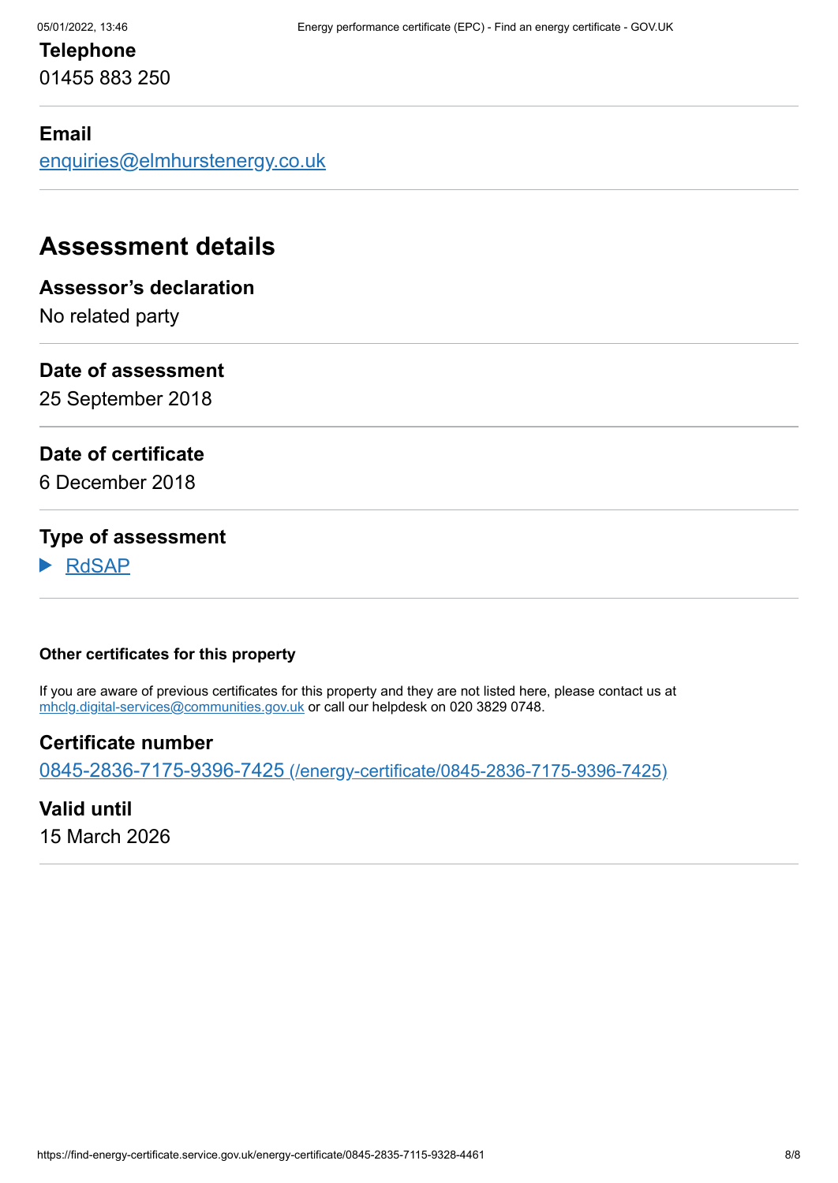**Telephone**

01455 883 250

**Email**

enquiries@elmhurstenergy.co.uk

## Assessment details

**Assessor's declaration**

No related party

**Date of assessment**

25 September 2018

**Date of certificate**

6 December 2018

**Type of assessment**

▶ RdSAP

**Other certificates for this property**

If you are aware of previous certificates for this property and they are not listed here, please contact us at mhclg.digital-services@communities.gov.uk or call our helpdesk on 020 3829 0748.

**Certificate number**

0845-2836-7175-9396-7425 (/energy-certificate/0845-2836-7175-9396-7425)

**Valid until**

15 March 2026